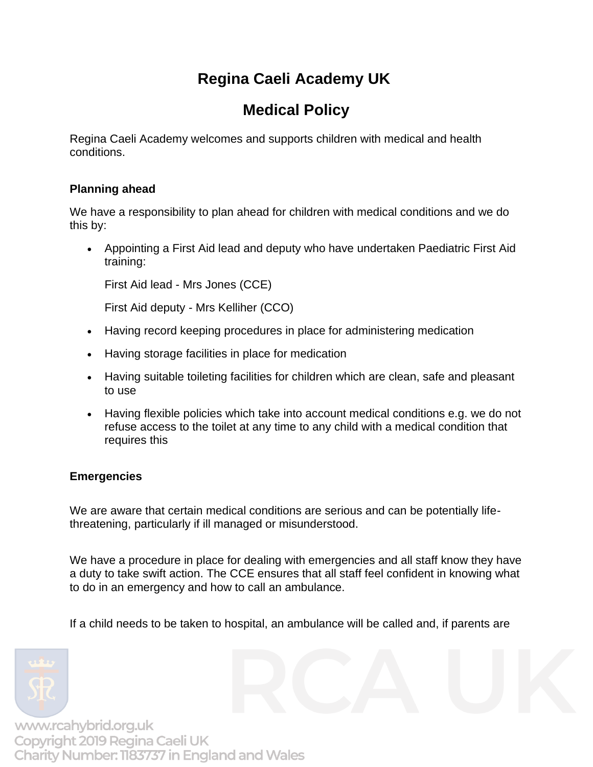# Regina Caeli Academy UK

# Medical Policy

Regina Caeli Academy welcomes and supports children with medical and health conditions.

### Planning ahead

We have a responsibility to plan ahead for children with medical conditions and we do this by:

- Appointing a First Aid lead and deputy who have undertaken Paediatric First Aid training:

  First Aid lead - Mrs Jones (CCE)

  First Aid deputy - Mrs Kelliher (CCO)

- Having record keeping procedures in place for administering medication
- Having storage facilities in place for medication
- Having suitable toileting facilities for children which are clean, safe and pleasant to use
- Having flexible policies which take into account medical conditions e.g. we do not refuse access to the toilet at any time to any child with a medical condition that requires this

### Emergencies

We are aware that certain medical conditions are serious and can be potentially life-threatening, particularly if ill managed or misunderstood.

We have a procedure in place for dealing with emergencies and all staff know they have a duty to take swift action. The CCE ensures that all staff feel confident in knowing what to do in an emergency and how to call an ambulance.

If a child needs to be taken to hospital, an ambulance will be called and, if parents are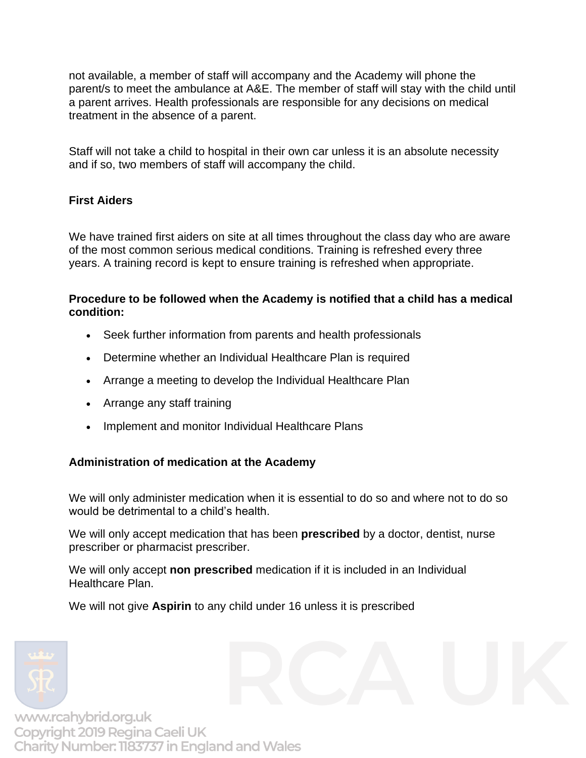not available, a member of staff will accompany and the Academy will phone the parent/s to meet the ambulance at A&E. The member of staff will stay with the child until a parent arrives. Health professionals are responsible for any decisions on medical treatment in the absence of a parent.

Staff will not take a child to hospital in their own car unless it is an absolute necessity and if so, two members of staff will accompany the child.

### First Aiders

We have trained first aiders on site at all times throughout the class day who are aware of the most common serious medical conditions. Training is refreshed every three years. A training record is kept to ensure training is refreshed when appropriate.

### Procedure to be followed when the Academy is notified that a child has a medical condition:

- Seek further information from parents and health professionals
- Determine whether an Individual Healthcare Plan is required
- Arrange a meeting to develop the Individual Healthcare Plan
- Arrange any staff training
- Implement and monitor Individual Healthcare Plans

### Administration of medication at the Academy

We will only administer medication when it is essential to do so and where not to do so would be detrimental to a child's health.

We will only accept medication that has been **prescribed** by a doctor, dentist, nurse prescriber or pharmacist prescriber.

We will only accept **non prescribed** medication if it is included in an Individual Healthcare Plan.

We will not give **Aspirin** to any child under 16 unless it is prescribed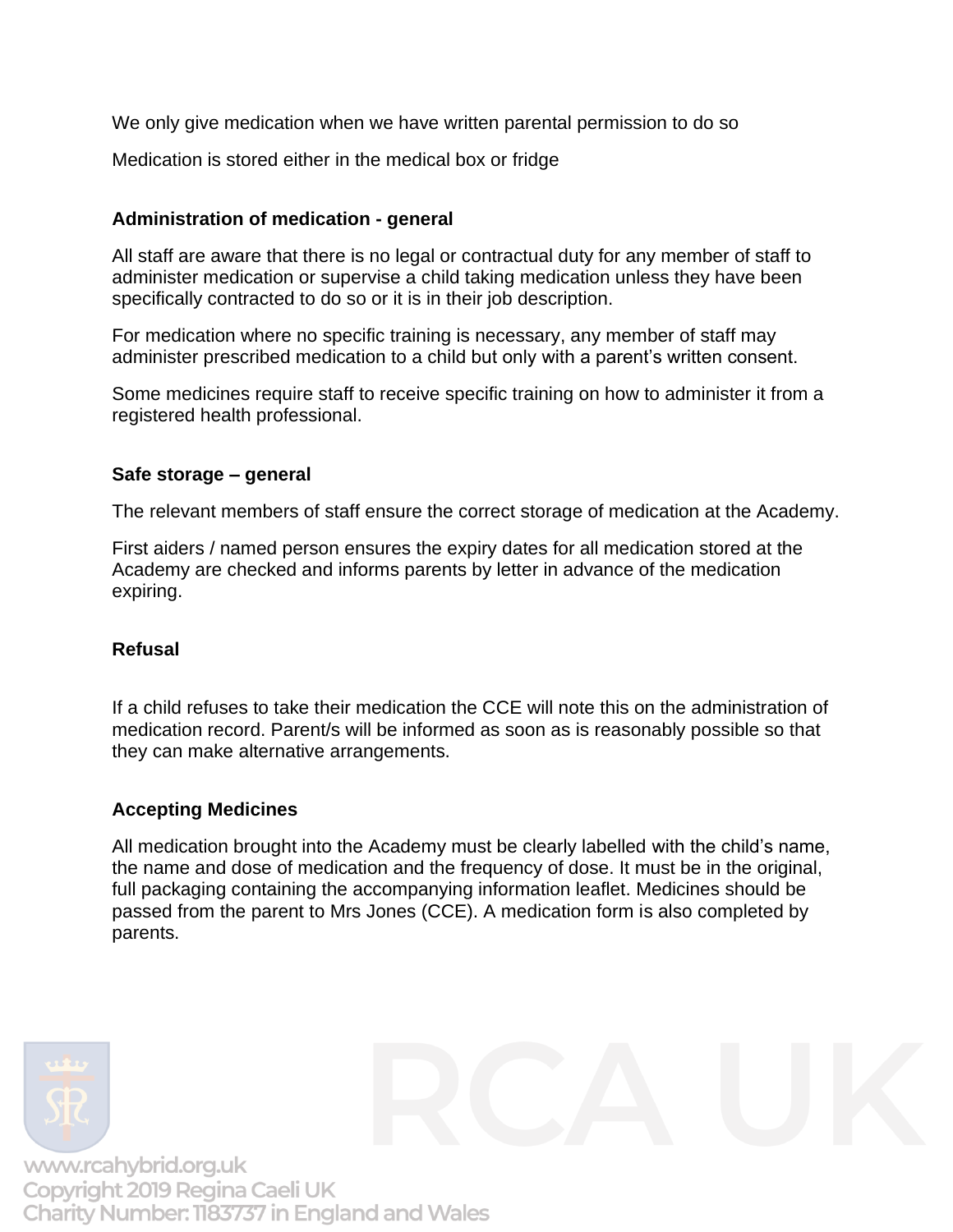We only give medication when we have written parental permission to do so

Medication is stored either in the medical box or fridge

**Administration of medication - general**

All staff are aware that there is no legal or contractual duty for any member of staff to administer medication or supervise a child taking medication unless they have been specifically contracted to do so or it is in their job description.

For medication where no specific training is necessary, any member of staff may administer prescribed medication to a child but only with a parent's written consent.

Some medicines require staff to receive specific training on how to administer it from a registered health professional.

**Safe storage – general**

The relevant members of staff ensure the correct storage of medication at the Academy.

First aiders / named person ensures the expiry dates for all medication stored at the Academy are checked and informs parents by letter in advance of the medication expiring.

**Refusal**

If a child refuses to take their medication the CCE will note this on the administration of medication record. Parent/s will be informed as soon as is reasonably possible so that they can make alternative arrangements.

**Accepting Medicines**

All medication brought into the Academy must be clearly labelled with the child's name, the name and dose of medication and the frequency of dose. It must be in the original, full packaging containing the accompanying information leaflet. Medicines should be passed from the parent to Mrs Jones (CCE). A medication form is also completed by parents.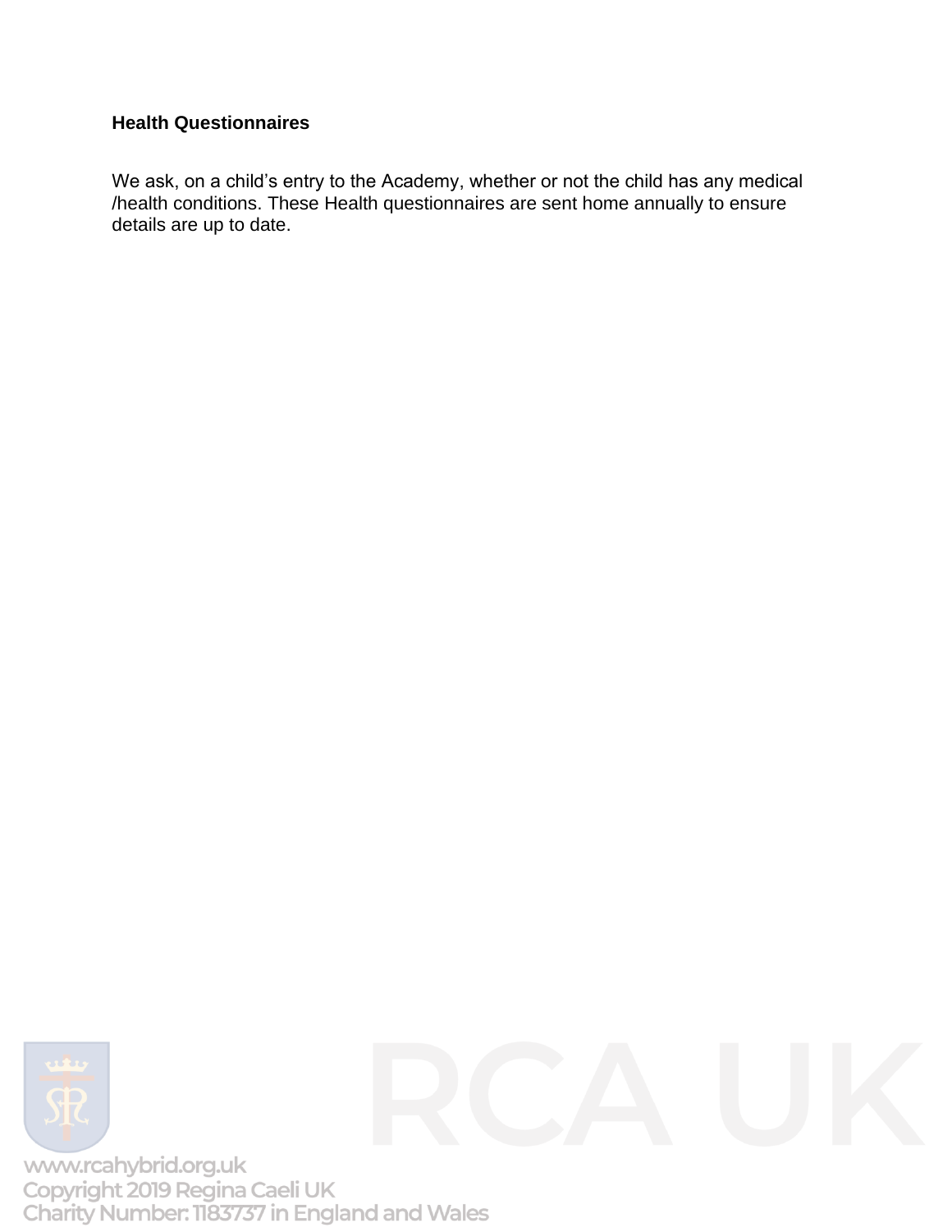**Health Questionnaires**

We ask, on a child's entry to the Academy, whether or not the child has any medical /health conditions. These Health questionnaires are sent home annually to ensure details are up to date.